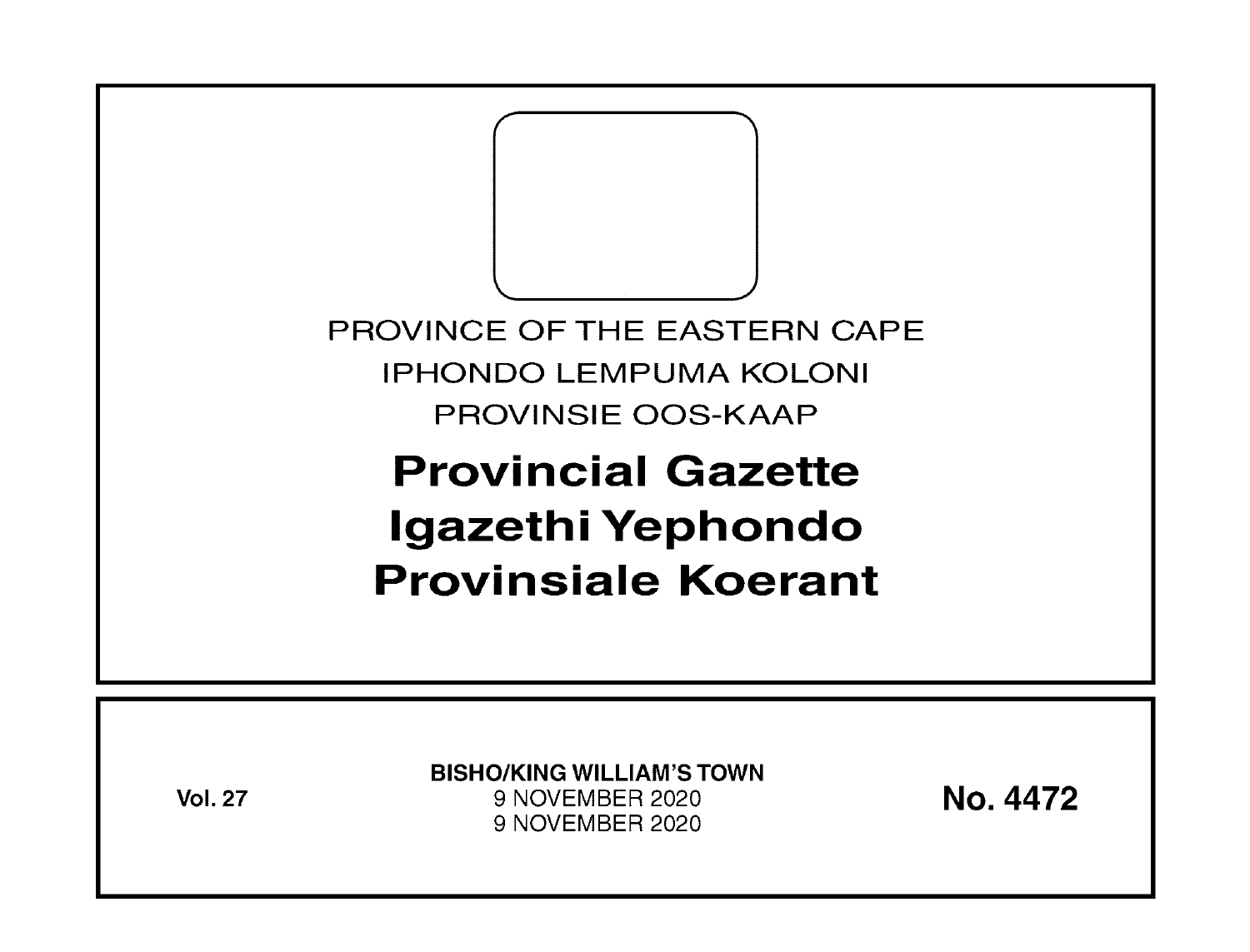PROVINCE OF THE EASTERN CAPE

IPHONDO LEMPUMA KOLONI

PROVINSIE OOS-KAAP

# Provincial Gazette
# Igazethi Yephondo
# Provinsiale Koerant

**Vol. 27**

**BISHO/KING WILLIAM'S TOWN**
9 NOVEMBER 2020
9 NOVEMBER 2020

**No. 4472**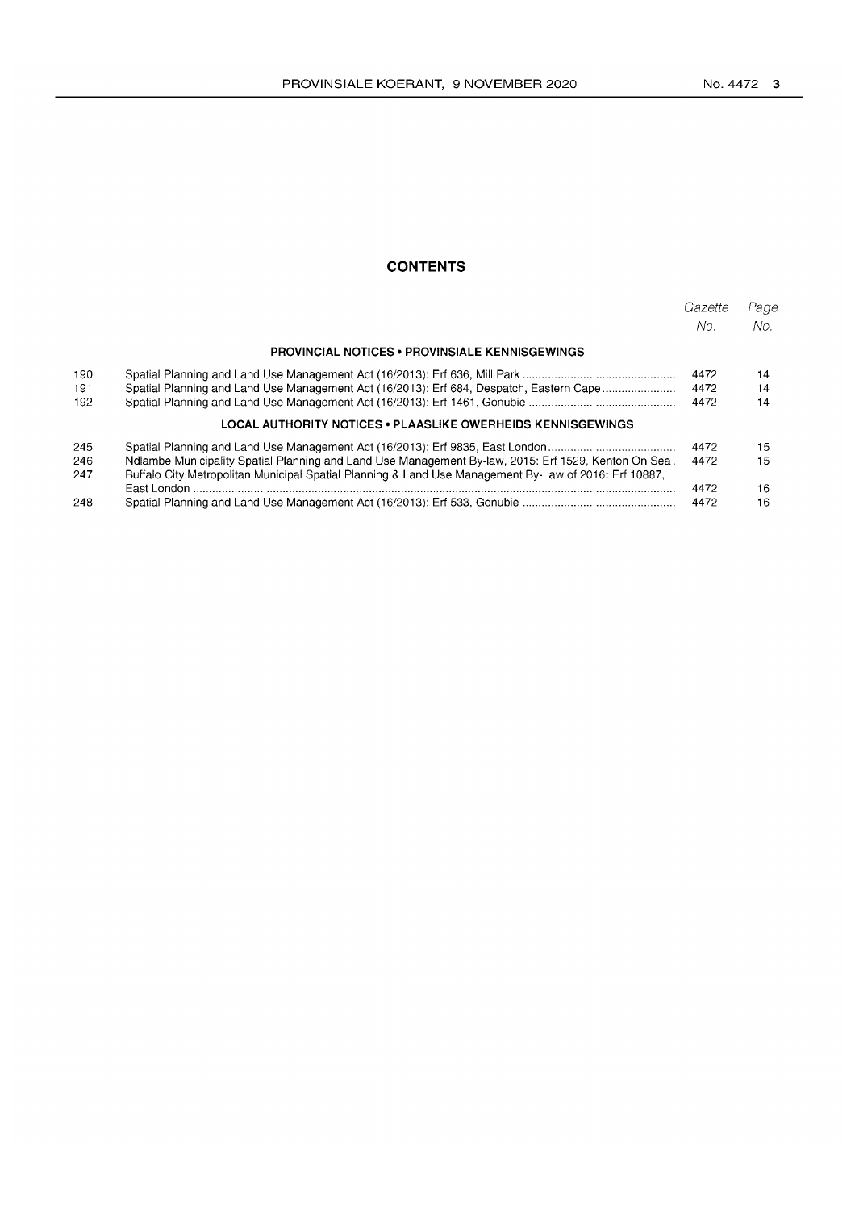## CONTENTS

| | | Gazette No. | Page No. |
|---|---|---|---|
| | **PROVINCIAL NOTICES • PROVINSIALE KENNISGEWINGS** | | |
| 190 | Spatial Planning and Land Use Management Act (16/2013): Erf 636, Mill Park | 4472 | 14 |
| 191 | Spatial Planning and Land Use Management Act (16/2013): Erf 684, Despatch, Eastern Cape | 4472 | 14 |
| 192 | Spatial Planning and Land Use Management Act (16/2013): Erf 1461, Gonubie | 4472 | 14 |
| | **LOCAL AUTHORITY NOTICES • PLAASLIKE OWERHEIDS KENNISGEWINGS** | | |
| 245 | Spatial Planning and Land Use Management Act (16/2013): Erf 9835, East London | 4472 | 15 |
| 246 | Ndlambe Municipality Spatial Planning and Land Use Management By-law, 2015: Erf 1529, Kenton On Sea. | 4472 | 15 |
| 247 | Buffalo City Metropolitan Municipal Spatial Planning & Land Use Management By-Law of 2016: Erf 10887, East London | 4472 | 16 |
| 248 | Spatial Planning and Land Use Management Act (16/2013): Erf 533, Gonubie | 4472 | 16 |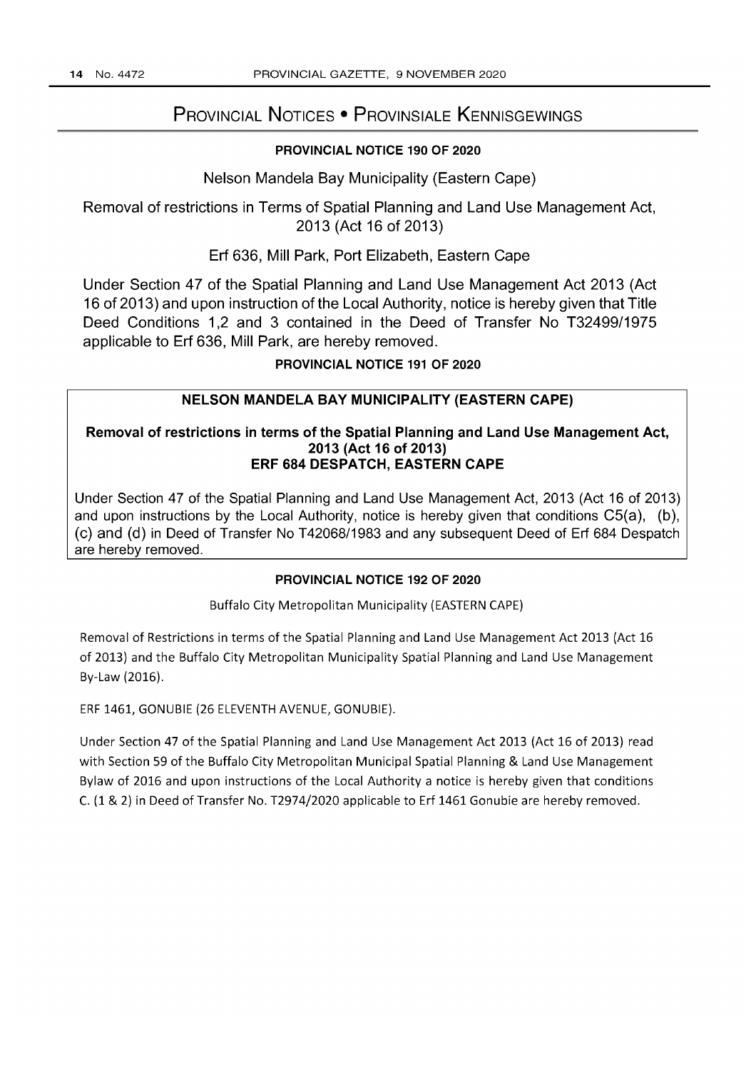# PROVINCIAL NOTICES • PROVINSIALE KENNISGEWINGS

### PROVINCIAL NOTICE 190 OF 2020

Nelson Mandela Bay Municipality (Eastern Cape)

Removal of restrictions in Terms of Spatial Planning and Land Use Management Act, 2013 (Act 16 of 2013)

Erf 636, Mill Park, Port Elizabeth, Eastern Cape

Under Section 47 of the Spatial Planning and Land Use Management Act 2013 (Act 16 of 2013) and upon instruction of the Local Authority, notice is hereby given that Title Deed Conditions 1,2 and 3 contained in the Deed of Transfer No T32499/1975 applicable to Erf 636, Mill Park, are hereby removed.

### PROVINCIAL NOTICE 191 OF 2020

**NELSON MANDELA BAY MUNICIPALITY (EASTERN CAPE)**

**Removal of restrictions in terms of the Spatial Planning and Land Use Management Act, 2013 (Act 16 of 2013)**
**ERF 684 DESPATCH, EASTERN CAPE**

Under Section 47 of the Spatial Planning and Land Use Management Act, 2013 (Act 16 of 2013) and upon instructions by the Local Authority, notice is hereby given that conditions C5(a), (b), (c) and (d) in Deed of Transfer No T42068/1983 and any subsequent Deed of Erf 684 Despatch are hereby removed.

### PROVINCIAL NOTICE 192 OF 2020

Buffalo City Metropolitan Municipality (EASTERN CAPE)

Removal of Restrictions in terms of the Spatial Planning and Land Use Management Act 2013 (Act 16 of 2013) and the Buffalo City Metropolitan Municipality Spatial Planning and Land Use Management By-Law (2016).

ERF 1461, GONUBIE (26 ELEVENTH AVENUE, GONUBIE).

Under Section 47 of the Spatial Planning and Land Use Management Act 2013 (Act 16 of 2013) read with Section 59 of the Buffalo City Metropolitan Municipal Spatial Planning & Land Use Management Bylaw of 2016 and upon instructions of the Local Authority a notice is hereby given that conditions C. (1 & 2) in Deed of Transfer No. T2974/2020 applicable to Erf 1461 Gonubie are hereby removed.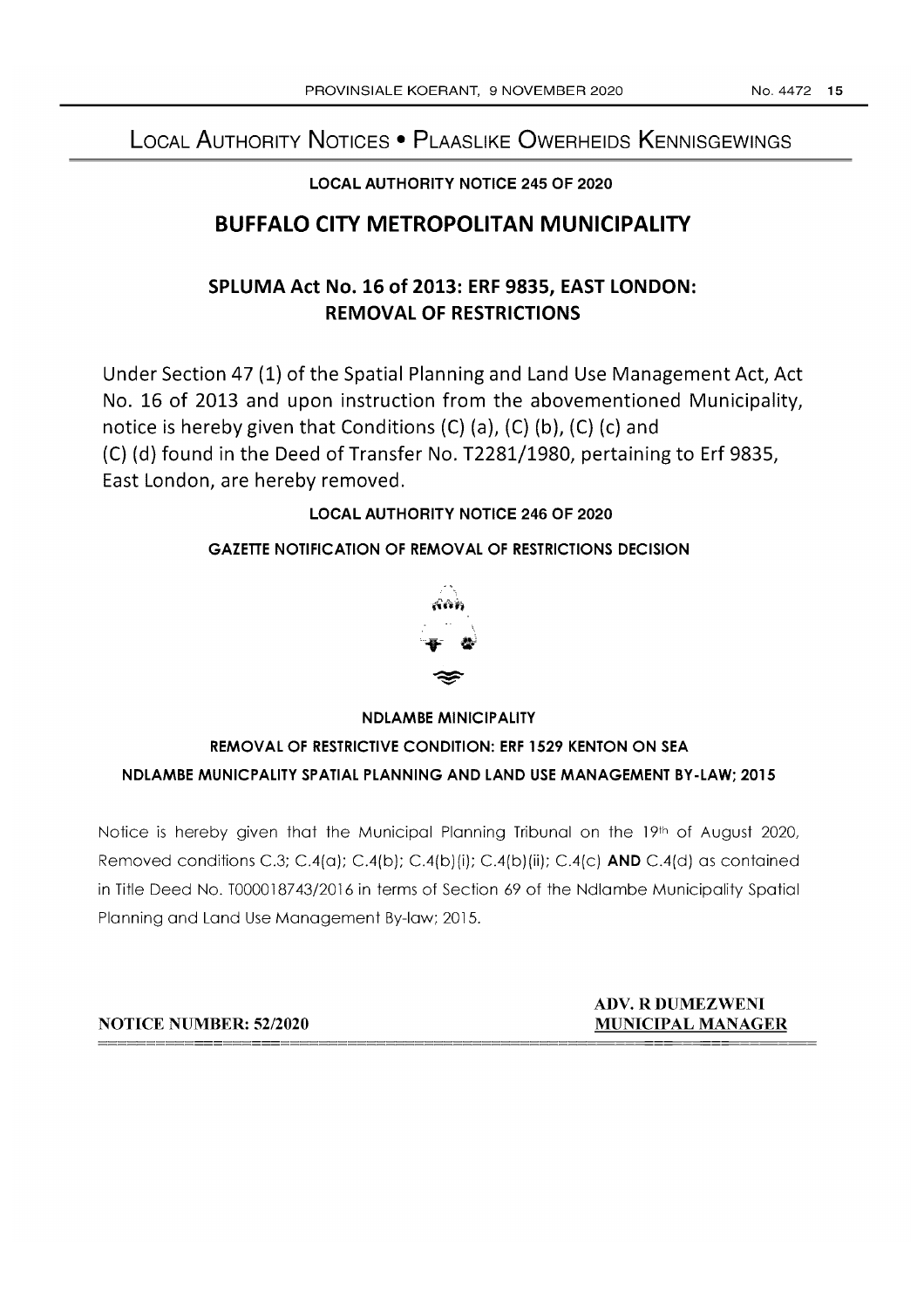# Local Authority Notices • Plaaslike Owerheids Kennisgewings

**LOCAL AUTHORITY NOTICE 245 OF 2020**

## BUFFALO CITY METROPOLITAN MUNICIPALITY

### SPLUMA Act No. 16 of 2013: ERF 9835, EAST LONDON: REMOVAL OF RESTRICTIONS

Under Section 47 (1) of the Spatial Planning and Land Use Management Act, Act No. 16 of 2013 and upon instruction from the abovementioned Municipality, notice is hereby given that Conditions (C) (a), (C) (b), (C) (c) and (C) (d) found in the Deed of Transfer No. T2281/1980, pertaining to Erf 9835, East London, are hereby removed.

**LOCAL AUTHORITY NOTICE 246 OF 2020**

**GAZETTE NOTIFICATION OF REMOVAL OF RESTRICTIONS DECISION**

**NDLAMBE MINICIPALITY**

**REMOVAL OF RESTRICTIVE CONDITION: ERF 1529 KENTON ON SEA**

**NDLAMBE MUNICPALITY SPATIAL PLANNING AND LAND USE MANAGEMENT BY-LAW; 2015**

Notice is hereby given that the Municipal Planning Tribunal on the 19th of August 2020, Removed conditions C.3; C.4(a); C.4(b); C.4(b)(i); C.4(b)(ii); C.4(c) **AND** C.4(d) as contained in Title Deed No. T000018743/2016 in terms of Section 69 of the Ndlambe Municipality Spatial Planning and Land Use Management By-law; 2015.

**ADV. R DUMEZWENI**
**MUNICIPAL MANAGER**

**NOTICE NUMBER: 52/2020**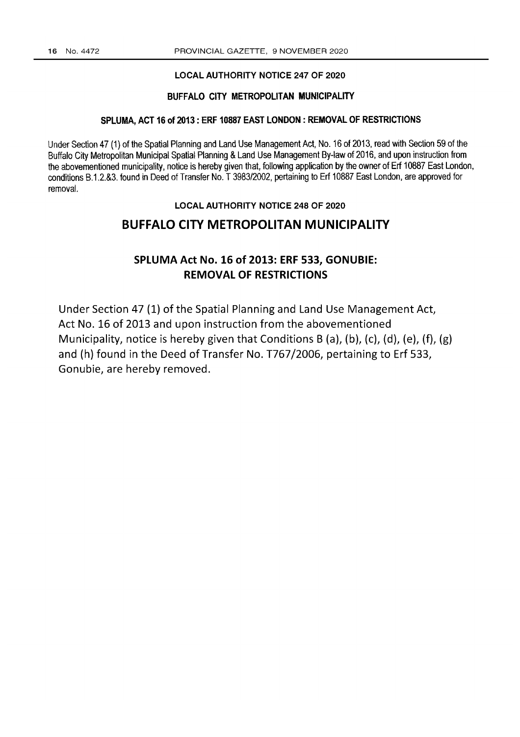## LOCAL AUTHORITY NOTICE 247 OF 2020

### BUFFALO CITY METROPOLITAN MUNICIPALITY

#### SPLUMA, ACT 16 of 2013 : ERF 10887 EAST LONDON : REMOVAL OF RESTRICTIONS

Under Section 47 (1) of the Spatial Planning and Land Use Management Act, No. 16 of 2013, read with Section 59 of the Buffalo City Metropolitan Municipal Spatial Planning & Land Use Management By-law of 2016, and upon instruction from the abovementioned municipality, notice is hereby given that, following application by the owner of Erf 10887 East London, conditions B.1.2.&3. found in Deed of Transfer No. T 3983/2002, pertaining to Erf 10887 East London, are approved for removal.

## LOCAL AUTHORITY NOTICE 248 OF 2020

### BUFFALO CITY METROPOLITAN MUNICIPALITY

#### SPLUMA Act No. 16 of 2013: ERF 533, GONUBIE: REMOVAL OF RESTRICTIONS

Under Section 47 (1) of the Spatial Planning and Land Use Management Act, Act No. 16 of 2013 and upon instruction from the abovementioned Municipality, notice is hereby given that Conditions B (a), (b), (c), (d), (e), (f), (g) and (h) found in the Deed of Transfer No. T767/2006, pertaining to Erf 533, Gonubie, are hereby removed.